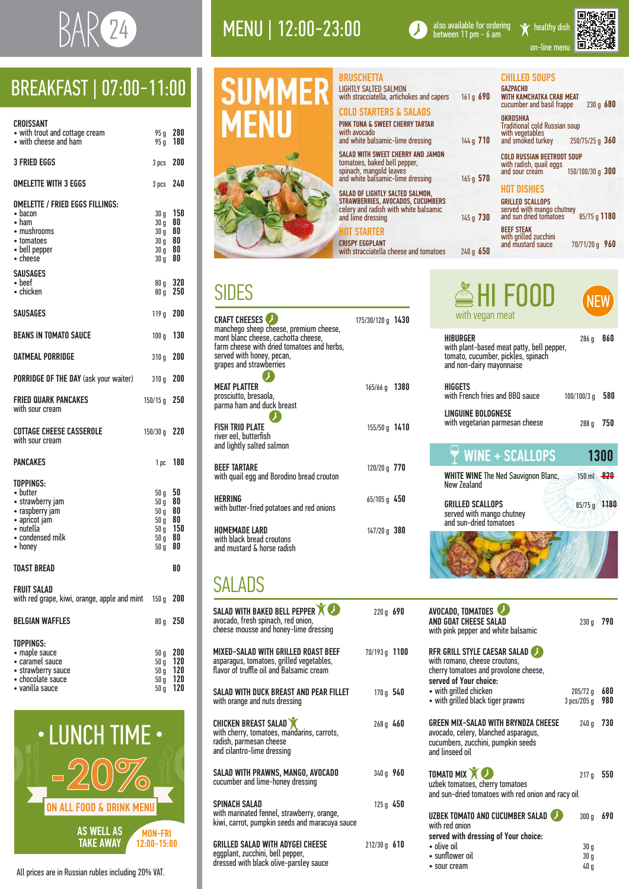# BAR 24

# MENU | 12:00-23:00

also available for ordering between 11 pm - 6 am | healthy dish | on-line menu

## BREAKFAST | 07:00-11:00

| Item | Weight | Price |
|---|---|---|
| **CROISSANT** | | |
| • with trout and cottage cream | 95 g | 280 |
| • with cheese and ham | 95 g | 180 |
| **3 FRIED EGGS** | 3 pcs | 200 |
| **OMELETTE WITH 3 EGGS** | 3 pcs | 240 |
| **OMELETTE / FRIED EGGS FILLINGS:** | | |
| • bacon | 30 g | 150 |
| • ham | 30 g | 80 |
| • mushrooms | 30 g | 80 |
| • tomatoes | 30 g | 80 |
| • bell pepper | 30 g | 80 |
| • cheese | 30 g | 80 |
| **SAUSAGES** | | |
| • beef | 80 g | 320 |
| • chicken | 80 g | 250 |
| **SAUSAGES** | 119 g | 200 |
| **BEANS IN TOMATO SAUCE** | 100 g | 130 |
| **OATMEAL PORRIDGE** | 310 g | 200 |
| **PORRIDGE OF THE DAY** (ask your waiter) | 310 g | 200 |
| **FRIED QUARK PANCAKES** with sour cream | 150/15 g | 250 |
| **COTTAGE CHEESE CASSEROLE** with sour cream | 150/30 g | 220 |
| **PANCAKES** | 1 pc | 180 |
| **TOPPINGS:** | | |
| • butter | 50 g | 50 |
| • strawberry jam | 50 g | 80 |
| • raspberry jam | 50 g | 80 |
| • apricot jam | 50 g | 80 |
| • nutella | 50 g | 150 |
| • condensed milk | 50 g | 80 |
| • honey | 50 g | 80 |
| **TOAST BREAD** | | 80 |
| **FRUIT SALAD** with red grape, kiwi, orange, apple and mint | 150 g | 200 |
| **BELGIAN WAFFLES** | 80 g | 250 |
| **TOPPINGS:** | | |
| • maple sauce | 50 g | 200 |
| • caramel sauce | 50 g | 120 |
| • strawberry sauce | 50 g | 120 |
| • chocolate sauce | 50 g | 120 |
| • vanilla sauce | 50 g | 120 |

## • LUNCH TIME •

**-20%**

**ON ALL FOOD & DRINK MENU**

AS WELL AS TAKE AWAY

MON-FRI 12:00-15:00

All prices are in Russian rubles including 20% VAT.

## SUMMER MENU

### BRUSCHETTA

| Item | Weight | Price |
|---|---|---|
| **LIGHTLY SALTED SALMON** with stracciatella, artichokes and capers | 161 g | 690 |

### COLD STARTERS & SALADS

| Item | Weight | Price |
|---|---|---|
| **PINK TUNA & SWEET CHERRY TARTAR** with avocado and white balsamic-lime dressing | 144 g | 710 |
| **SALAD WITH SWEET CHERRY AND JAMON** tomatoes, baked bell pepper, spinach, mangold leaves and white balsamic-lime dressing | 165 g | 570 |
| **SALAD OF LIGHTLY SALTED SALMON, STRAWBERRIES, AVOCADOS, CUCUMBERS** celery and radish with white balsamic and lime dressing | 145 g | 730 |

### HOT STARTER

| Item | Weight | Price |
|---|---|---|
| **CRISPY EGGPLANT** with stracciatella cheese and tomatoes | 240 g | 650 |

### CHILLED SOUPS

| Item | Weight | Price |
|---|---|---|
| **GAZPACHO WITH KAMCHATKA CRAB MEAT** cucumber and basil frappe | 230 g | 680 |
| **OKROSHKA** Traditional cold Russian soup with vegetables and smoked turkey | 250/75/25 g | 360 |
| **COLD RUSSIAN BEETROOT SOUP** with radish, quail eggs and sour cream | 150/100/30 g | 300 |

### HOT DISHIES

| Item | Weight | Price |
|---|---|---|
| **GRILLED SCALLOPS** served with mango chutney and sun dried tomatoes | 85/75 g | 1180 |
| **BEEF STEAK** with grilled zucchini and mustard sauce | 70/71/20 g | 960 |

## SIDES

| Item | Weight | Price |
|---|---|---|
| **CRAFT CHEESES** manchego sheep cheese, premium cheese, mont blanc cheese, cachotta cheese, farm cheese with dried tomatoes and herbs, served with honey, pecan, grapes and strawberries | 175/30/120 g | 1430 |
| **MEAT PLATTER** prosciutto, bresaola, parma ham and duck breast | 165/66 g | 1380 |
| **FISH TRIO PLATE** river eel, butterfish and lightly salted salmon | 155/50 g | 1410 |
| **BEEF TARTARE** with quail egg and Borodino bread crouton | 120/20 g | 770 |
| **HERRING** with butter-fried potatoes and red onions | 65/105 g | 450 |
| **HOMEMADE LARD** with black bread croutons and mustard & horse radish | 147/20 g | 380 |

## HI FOOD — NEW

with vegan meat

| Item | Weight | Price |
|---|---|---|
| **HIBURGER** with plant-based meat patty, bell pepper, tomato, cucumber, pickles, spinach and non-dairy mayonnaise | 286 g | 860 |
| **HIGGETS** with French fries and BBQ sauce | 100/100/3 g | 580 |
| **LINGUINE BOLOGNESE** with vegetarian parmesan cheese | 288 g | 750 |

## WINE + SCALLOPS — 1300

| Item | Weight | Price |
|---|---|---|
| **WHITE WINE** The Ned Sauvignon Blanc, New Zealand | 150 ml | ~~820~~ |
| **GRILLED SCALLOPS** served with mango chutney and sun-dried tomatoes | 85/75 g | ~~1180~~ |

## SALADS

| Item | Weight | Price |
|---|---|---|
| **SALAD WITH BAKED BELL PEPPER** avocado, fresh spinach, red onion, cheese mousse and honey-lime dressing | 220 g | 690 |
| **MIXED-SALAD WITH GRILLED ROAST BEEF** asparagus, tomatoes, grilled vegetables, flavor of truffle oil and Balsamic cream | 70/193 g | 1100 |
| **SALAD WITH DUCK BREAST AND PEAR FILLET** with orange and nuts dressing | 170 g | 540 |
| **CHICKEN BREAST SALAD** with cherry, tomatoes, mandarins, carrots, radish, parmesan cheese and cilantro-lime dressing | 268 g | 460 |
| **SALAD WITH PRAWNS, MANGO, AVOCADO** cucumber and lime-honey dressing | 340 g | 960 |
| **SPINACH SALAD** with marinated fennel, strawberry, orange, kiwi, carrot, pumpkin seeds and maracuya sauce | 125 g | 450 |
| **GRILLED SALAD WITH ADYGEI CHEESE** eggplant, zucchini, bell pepper, dressed with black olive-parsley sauce | 212/30 g | 610 |
| **AVOCADO, TOMATOES AND GOAT CHEESE SALAD** with pink pepper and white balsamic | 230 g | 790 |
| **RFR GRILL STYLE CAESAR SALAD** with romano, cheese croutons, cherry tomatoes and provolone cheese, **served of Your choice:** | | |
| • with grilled chicken | 205/72 g | 680 |
| • with grilled black tiger prawns | 3 pcs/205 g | 980 |
| **GREEN MIX-SALAD WITH BRYNDZA CHEESE** avocado, celery, blanched asparagus, cucumbers, zucchini, pumpkin seeds and linseed oil | 240 g | 730 |
| **TOMATO MIX** uzbek tomatoes, cherry tomatoes and sun-dried tomatoes with red onion and racy oil | 217 g | 550 |
| **UZBEK TOMATO AND CUCUMBER SALAD** with red onion, **served with dressing of Your choice:** | 300 g | 690 |
| • olive oil | 30 g | |
| • sunflower oil | 30 g | |
| • sour cream | 40 g | |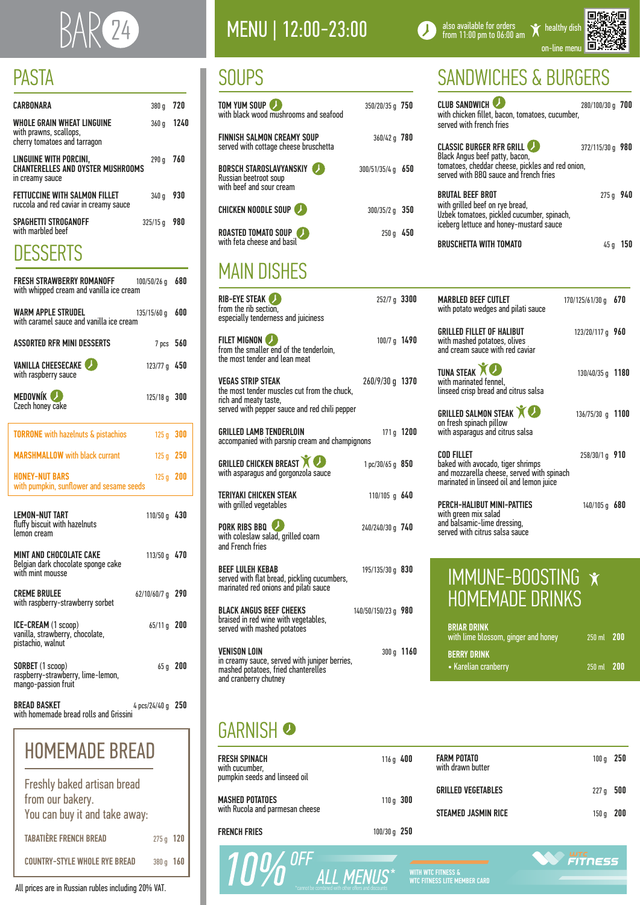# BAR 24

# MENU | 12:00-23:00

also available for orders from 11:00 pm to 06:00 am

healthy dish

on-line menu

## PASTA

| | | |
|---|---|---|
| **CARBONARA** | 380 g | **720** |
| **WHOLE GRAIN WHEAT LINGUINE** with prawns, scallops, cherry tomatoes and tarragon | 360 g | **1240** |
| **LINGUINE WITH PORCINI, CHANTERELLES AND OYSTER MUSHROOMS** in creamy sauce | 290 g | **760** |
| **FETTUCCINE WITH SALMON FILLET** ruccola and red caviar in creamy sauce | 340 g | **930** |
| **SPAGHETTI STROGANOFF** with marbled beef | 325/15 g | **980** |

## DESSERTS

| | | |
|---|---|---|
| **FRESH STRAWBERRY ROMANOFF** with whipped cream and vanilla ice cream | 100/50/26 g | **680** |
| **WARM APPLE STRUDEL** with caramel sauce and vanilla ice cream | 135/15/60 g | **600** |
| **ASSORTED RFR MINI DESSERTS** | 7 pcs | **560** |
| **VANILLA CHEESECAKE** with raspberry sauce | 123/77 g | **450** |
| **MEDOVNÍK** Czech honey cake | 125/18 g | **300** |
| **TORRONE** with hazelnuts & pistachios | 125 g | **300** |
| **MARSHMALLOW** with black currant | 125 g | **250** |
| **HONEY-NUT BARS** with pumpkin, sunflower and sesame seeds | 125 g | **200** |
| **LEMON-NUT TART** fluffy biscuit with hazelnuts lemon cream | 110/50 g | **430** |
| **MINT AND CHOCOLATE CAKE** Belgian dark chocolate sponge cake with mint mousse | 113/50 g | **470** |
| **CREME BRULEE** with raspberry-strawberry sorbet | 62/10/60/7 g | **290** |
| **ICE-CREAM** (1 scoop) vanilla, strawberry, chocolate, pistachio, walnut | 65/11 g | **200** |
| **SORBET** (1 scoop) raspberry-strawberry, lime-lemon, mango-passion fruit | 65 g | **200** |
| **BREAD BASKET** with homemade bread rolls and Grissini | 4 pcs/24/40 g | **250** |

## HOMEMADE BREAD

Freshly baked artisan bread from our bakery.
You can buy it and take away:

| | | |
|---|---|---|
| **TABATIÈRE FRENCH BREAD** | 275 g | **120** |
| **COUNTRY-STYLE WHOLE RYE BREAD** | 380 g | **160** |

All prices are in Russian rubles including 20% VAT.

## SOUPS

| | | |
|---|---|---|
| **TOM YUM SOUP** with black wood mushrooms and seafood | 350/20/35 g | **750** |
| **FINNISH SALMON CREAMY SOUP** served with cottage cheese bruschetta | 360/42 g | **780** |
| **BORSCH STAROSLAVYANSKIY** Russian beetroot soup with beef and sour cream | 300/51/35/4 g | **650** |
| **CHICKEN NOODLE SOUP** | 300/35/2 g | **350** |
| **ROASTED TOMATO SOUP** with feta cheese and basil | 250 g | **450** |

## SANDWICHES & BURGERS

| | | |
|---|---|---|
| **CLUB SANDWICH** with chicken fillet, bacon, tomatoes, cucumber, served with french fries | 280/100/30 g | **700** |
| **CLASSIC BURGER RFR GRILL** Black Angus beef patty, bacon, tomatoes, cheddar cheese, pickles and red onion, served with BBQ sauce and french fries | 372/115/30 g | **980** |
| **BRUTAL BEEF BROT** with grilled beef on rye bread, Uzbek tomatoes, pickled cucumber, spinach, iceberg lettuce and honey-mustard sauce | 275 g | **940** |
| **BRUSCHETTA WITH TOMATO** | 45 g | **150** |

## MAIN DISHES

| | | |
|---|---|---|
| **RIB-EYE STEAK** from the rib section, especially tenderness and juiciness | 252/7 g | **3300** |
| **FILET MIGNON** from the smaller end of the tenderloin, the most tender and lean meat | 100/7 g | **1490** |
| **VEGAS STRIP STEAK** the most tender muscles cut from the chuck, rich and meaty taste, served with pepper sauce and red chili pepper | 260/9/30 g | **1370** |
| **GRILLED LAMB TENDERLOIN** accompanied with parsnip cream and champignons | 171 g | **1200** |
| **GRILLED CHICKEN BREAST** with asparagus and gorgonzola sauce | 1 pc/30/65 g | **850** |
| **TERIYAKI CHICKEN STEAK** with grilled vegetables | 110/105 g | **640** |
| **PORK RIBS BBQ** with coleslaw salad, grilled coarn and French fries | 240/240/30 g | **740** |
| **BEEF LULEH KEBAB** served with flat bread, pickling cucumbers, marinated red onions and pilati sauce | 195/135/30 g | **830** |
| **BLACK ANGUS BEEF CHEEKS** braised in red wine with vegetables, served with mashed potatoes | 140/50/150/23 g | **980** |
| **VENISON LOIN** in creamy sauce, served with juniper berries, mashed potatoes, fried chanterelles and cranberry chutney | 300 g | **1160** |
| **MARBLED BEEF CUTLET** with potato wedges and pilati sauce | 170/125/61/30 g | **670** |
| **GRILLED FILLET OF HALIBUT** with mashed potatoes, olives and cream sauce with red caviar | 123/20/117 g | **960** |
| **TUNA STEAK** with marinated fennel, linseed crisp bread and citrus salsa | 130/40/35 g | **1180** |
| **GRILLED SALMON STEAK** on fresh spinach pillow with asparagus and citrus salsa | 136/75/30 g | **1100** |
| **COD FILLET** baked with avocado, tiger shrimps and mozzarella cheese, served with spinach marinated in linseed oil and lemon juice | 258/30/1 g | **910** |
| **PERCH-HALIBUT MINI-PATTIES** with green mix salad and balsamic-lime dressing, served with citrus salsa sauce | 140/105 g | **680** |

## IMMUNE-BOOSTING HOMEMADE DRINKS

| | | |
|---|---|---|
| **BRIAR DRINK** with lime blossom, ginger and honey | 250 ml | **200** |
| **BERRY DRINK** • Karelian cranberry | 250 ml | **200** |

## GARNISH

| | | |
|---|---|---|
| **FRESH SPINACH** with cucumber, pumpkin seeds and linseed oil | 116 g | **400** |
| **MASHED POTATOES** with Rucola and parmesan cheese | 110 g | **300** |
| **FRENCH FRIES** | 100/30 g | **250** |
| **FARM POTATO** with drawn butter | 100 g | **250** |
| **GRILLED VEGETABLES** | 227 g | **500** |
| **STEAMED JASMIN RICE** | 150 g | **200** |

**10% OFF ALL MENUS*** WITH WTC FITNESS & WTC FITNESS LITE MEMBER CARD

*cannot be combined with other offers and discounts

WTC FITNESS